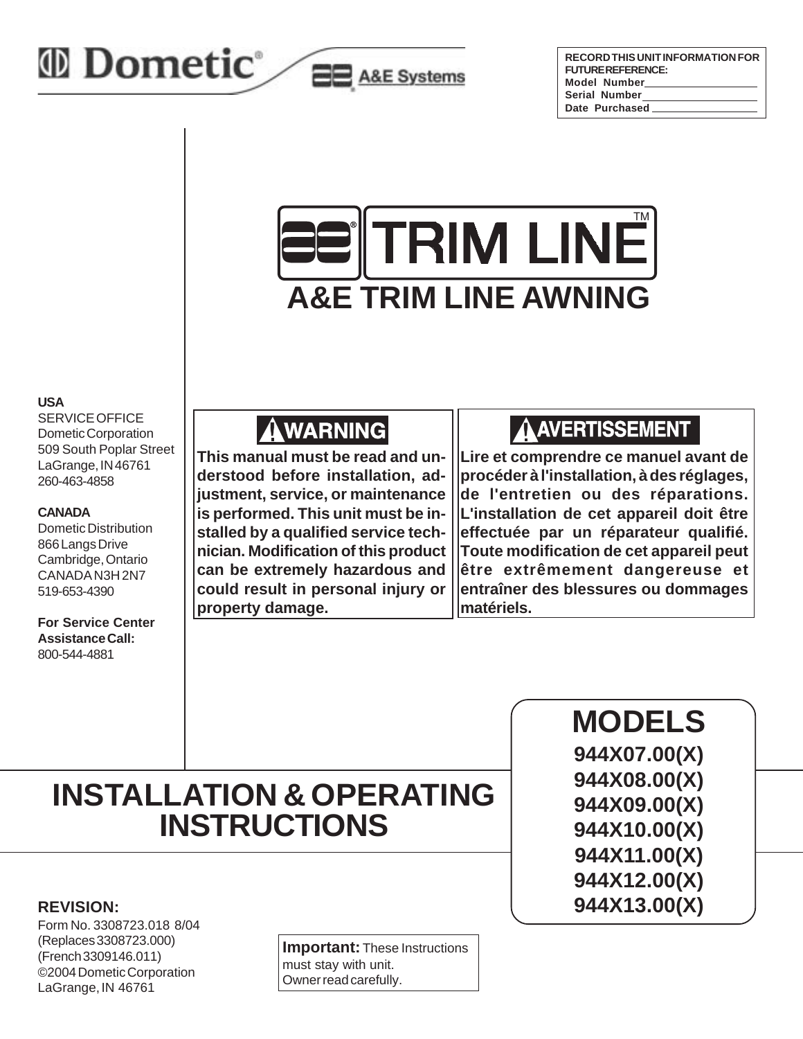Dometic® A&E Systems

RECORD THIS UNIT INFORMATION FOR FUTURE REFERENCE:

Model Number\_\_\_\_\_\_\_\_\_\_\_\_\_\_\_\_\_\_
Serial Number\_\_\_\_\_\_\_\_\_\_\_\_\_\_\_\_\_\_
Date Purchased\_\_\_\_\_\_\_\_\_\_\_\_\_\_\_\_\_\_

# TRIM LINE™

# A&E TRIM LINE AWNING

**USA**
SERVICE OFFICE
Dometic Corporation
509 South Poplar Street
LaGrange, IN 46761
260-463-4858

**CANADA**
Dometic Distribution
866 Langs Drive
Cambridge, Ontario
CANADA N3H 2N7
519-653-4390

**For Service Center Assistance Call:**
800-544-4881

## ⚠ WARNING

**This manual must be read and understood before installation, adjustment, service, or maintenance is performed. This unit must be installed by a qualified service technician. Modification of this product can be extremely hazardous and could result in personal injury or property damage.**

## ⚠ AVERTISSEMENT

**Lire et comprendre ce manuel avant de procéder à l'installation, à des réglages, de l'entretien ou des réparations. L'installation de cet appareil doit être effectuée par un réparateur qualifié. Toute modification de cet appareil peut être extrêmement dangereuse et entraîner des blessures ou dommages matériels.**

## MODELS

**944X07.00(X)**
**944X08.00(X)**
**944X09.00(X)**
**944X10.00(X)**
**944X11.00(X)**
**944X12.00(X)**
**944X13.00(X)**

# INSTALLATION & OPERATING INSTRUCTIONS

**REVISION:**
Form No. 3308723.018 8/04
(Replaces 3308723.000)
(French 3309146.011)
©2004 Dometic Corporation
LaGrange, IN 46761

**Important:** These Instructions must stay with unit. Owner read carefully.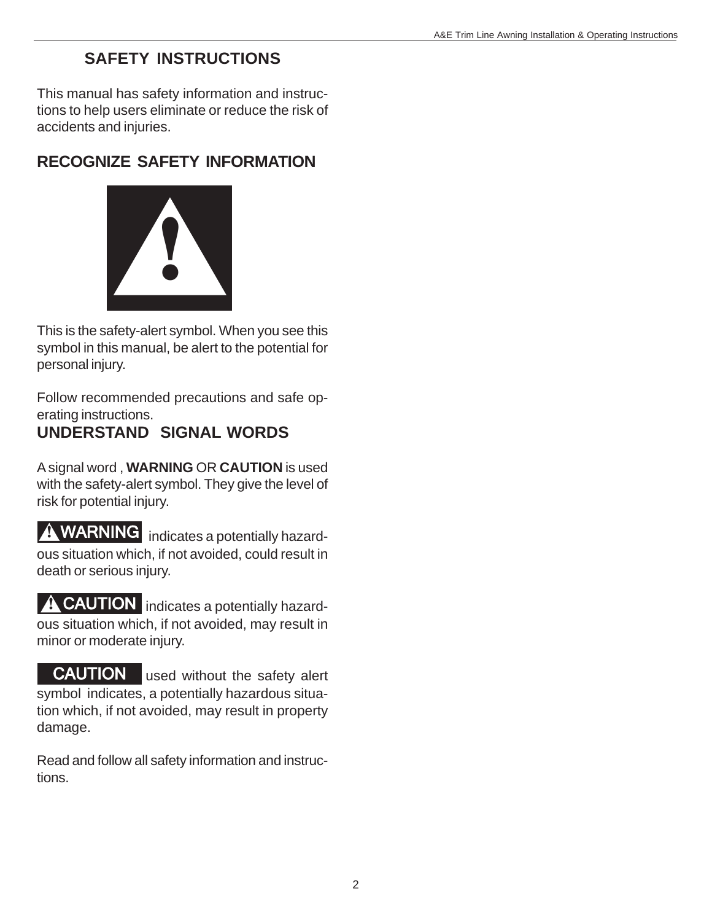# SAFETY INSTRUCTIONS

This manual has safety information and instructions to help users eliminate or reduce the risk of accidents and injuries.

## RECOGNIZE SAFETY INFORMATION

This is the safety-alert symbol. When you see this symbol in this manual, be alert to the potential for personal injury.

Follow recommended precautions and safe operating instructions.

## UNDERSTAND SIGNAL WORDS

A signal word , **WARNING** OR **CAUTION** is used with the safety-alert symbol. They give the level of risk for potential injury.

**⚠ WARNING** indicates a potentially hazardous situation which, if not avoided, could result in death or serious injury.

**⚠ CAUTION** indicates a potentially hazardous situation which, if not avoided, may result in minor or moderate injury.

**CAUTION** used without the safety alert symbol indicates, a potentially hazardous situation which, if not avoided, may result in property damage.

Read and follow all safety information and instructions.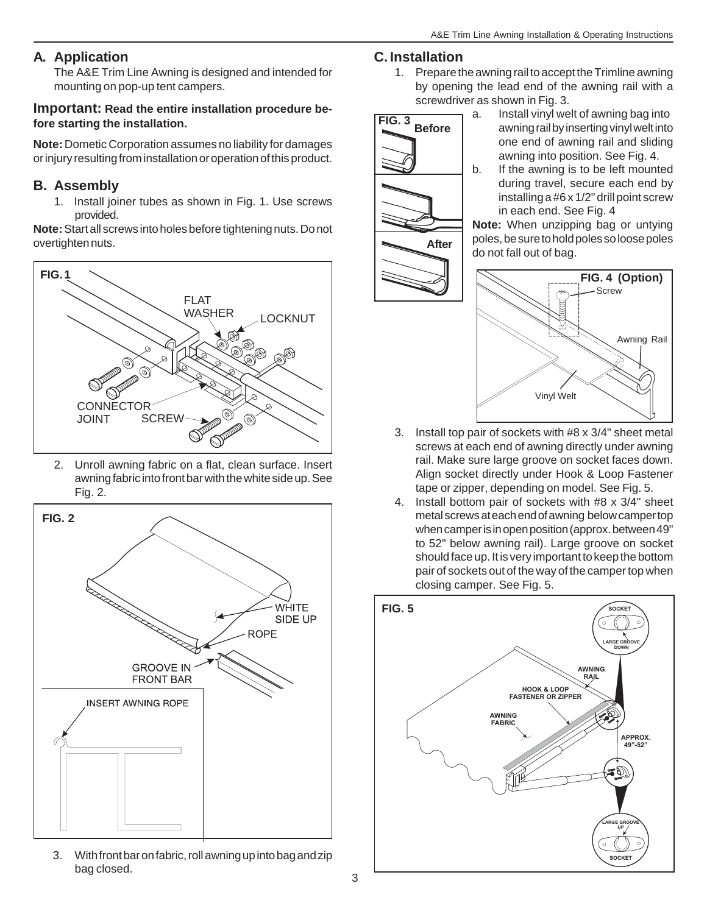## A. Application

The A&E Trim Line Awning is designed and intended for mounting on pop-up tent campers.

**Important: Read the entire installation procedure before starting the installation.**

**Note:** Dometic Corporation assumes no liability for damages or injury resulting from installation or operation of this product.

## B. Assembly

1. Install joiner tubes as shown in Fig. 1. Use screws provided.

**Note:** Start all screws into holes before tightening nuts. Do not overtighten nuts.

FIG. 1

2. Unroll awning fabric on a flat, clean surface. Insert awning fabric into front bar with the white side up. See Fig. 2.

FIG. 2

3. With front bar on fabric, roll awning up into bag and zip bag closed.

## C. Installation

1. Prepare the awning rail to accept the Trimline awning by opening the lead end of the awning rail with a screwdriver as shown in Fig. 3.
   a. Install vinyl welt of awning bag into awning rail by inserting vinyl welt into one end of awning rail and sliding awning into position. See Fig. 4.
   b. If the awning is to be left mounted during travel, secure each end by installing a #6 x 1/2" drill point screw in each end. See Fig. 4

FIG. 3

**Note:** When unzipping bag or untying poles, be sure to hold poles so loose poles do not fall out of bag.

FIG. 4 (Option)

3. Install top pair of sockets with #8 x 3/4" sheet metal screws at each end of awning directly under awning rail. Make sure large groove on socket faces down. Align socket directly under Hook & Loop Fastener tape or zipper, depending on model. See Fig. 5.
4. Install bottom pair of sockets with #8 x 3/4" sheet metal screws at each end of awning below camper top when camper is in open position (approx. between 49" to 52" below awning rail). Large groove on socket should face up. It is very important to keep the bottom pair of sockets out of the way of the camper top when closing camper. See Fig. 5.

FIG. 5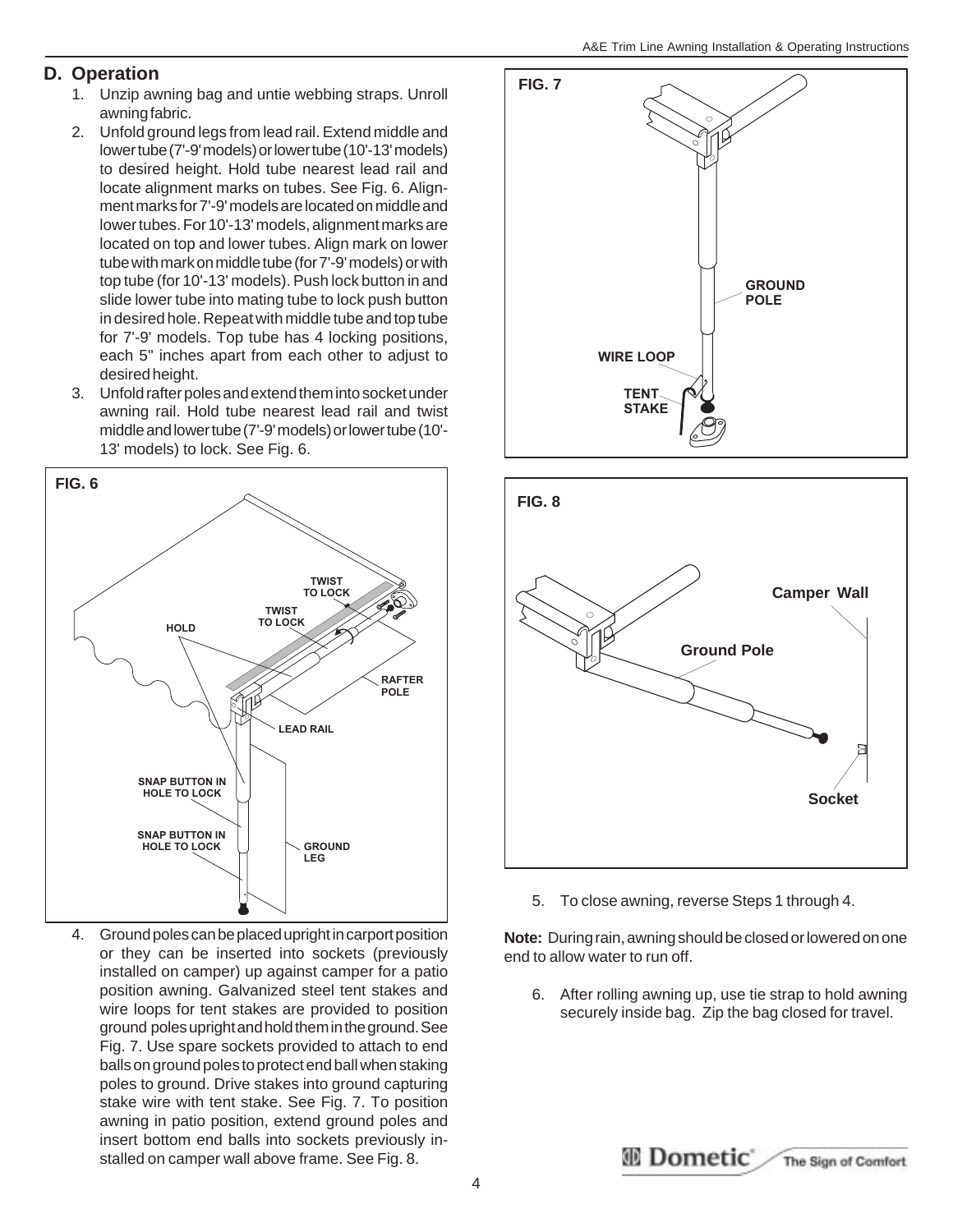## D. Operation

1. Unzip awning bag and untie webbing straps. Unroll awning fabric.
2. Unfold ground legs from lead rail. Extend middle and lower tube (7'-9' models) or lower tube (10'-13' models) to desired height. Hold tube nearest lead rail and locate alignment marks on tubes. See Fig. 6. Alignment marks for 7'-9' models are located on middle and lower tubes. For 10'-13' models, alignment marks are located on top and lower tubes. Align mark on lower tube with mark on middle tube (for 7'-9' models) or with top tube (for 10'-13' models). Push lock button in and slide lower tube into mating tube to lock push button in desired hole. Repeat with middle tube and top tube for 7'-9' models. Top tube has 4 locking positions, each 5" inches apart from each other to adjust to desired height.
3. Unfold rafter poles and extend them into socket under awning rail. Hold tube nearest lead rail and twist middle and lower tube (7'-9' models) or lower tube (10'-13' models) to lock. See Fig. 6.

FIG. 6

TWIST TO LOCK

TWIST TO LOCK

HOLD

RAFTER POLE

LEAD RAIL

SNAP BUTTON IN HOLE TO LOCK

SNAP BUTTON IN HOLE TO LOCK

GROUND LEG

4. Ground poles can be placed upright in carport position or they can be inserted into sockets (previously installed on camper) up against camper for a patio position awning. Galvanized steel tent stakes and wire loops for tent stakes are provided to position ground poles upright and hold them in the ground. See Fig. 7. Use spare sockets provided to attach to end balls on ground poles to protect end ball when staking poles to ground. Drive stakes into ground capturing stake wire with tent stake. See Fig. 7. To position awning in patio position, extend ground poles and insert bottom end balls into sockets previously installed on camper wall above frame. See Fig. 8.

FIG. 7

GROUND POLE

WIRE LOOP

TENT STAKE

FIG. 8

Camper Wall

Ground Pole

Socket

5. To close awning, reverse Steps 1 through 4.

**Note:** During rain, awning should be closed or lowered on one end to allow water to run off.

6. After rolling awning up, use tie strap to hold awning securely inside bag. Zip the bag closed for travel.

Dometic® The Sign of Comfort